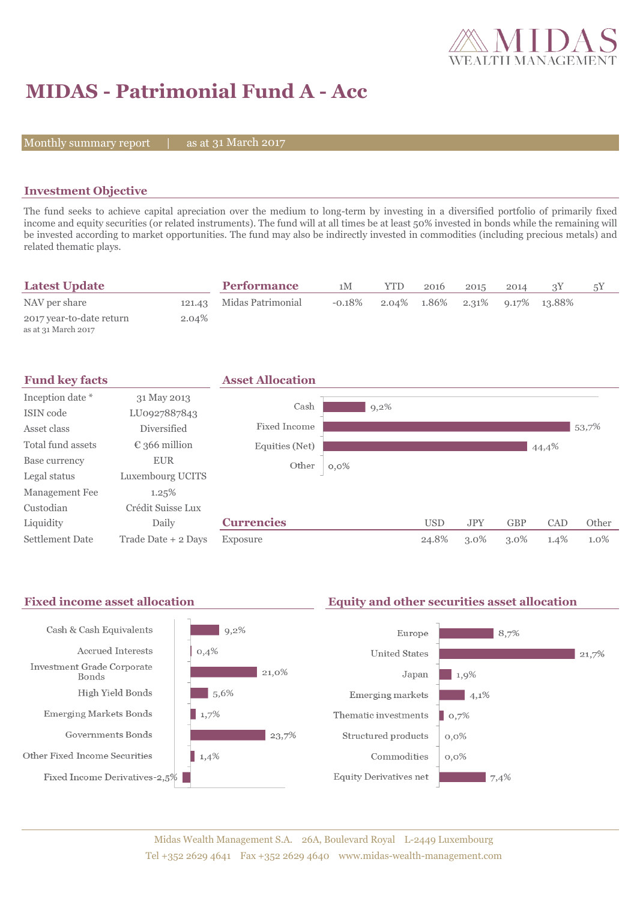# MIDAS - Patrimonial Fund A - Acc

Monthly summary report | as at 31 March 2017

## Investment Objective

The fund seeks to achieve capital apreciation over the medium to long-term by investing in a diversified portfolio of primarily fixed income and equity securities (or related instruments). The fund will at all times be at least 50% invested in bonds while the remaining will be invested according to market opportunities. The fund may also be indirectly invested in commodities (including precious metals) and related thematic plays.

## Latest Update

| | |
|---|---|
| NAV per share | 121.43 |
| 2017 year-to-date return<br>as at 31 March 2017 | 2.04% |

## Performance

| | 1M | YTD | 2016 | 2015 | 2014 | 3Y | 5Y |
|---|---|---|---|---|---|---|---|
| Midas Patrimonial | -0.18% | 2.04% | 1.86% | 2.31% | 9.17% | 13.88% | |

## Fund key facts

| | |
|---|---|
| Inception date * | 31 May 2013 |
| ISIN code | LU0927887843 |
| Asset class | Diversified |
| Total fund assets | € 366 million |
| Base currency | EUR |
| Legal status | Luxembourg UCITS |
| Management Fee | 1.25% |
| Custodian | Crédit Suisse Lux |
| Liquidity | Daily |
| Settlement Date | Trade Date + 2 Days |

## Asset Allocation

| | |
|---|---|
| Cash | 9,2% |
| Fixed Income | 53,7% |
| Equities (Net) | 44,4% |
| Other | 0,0% |

## Currencies

| | USD | JPY | GBP | CAD | Other |
|---|---|---|---|---|---|
| Exposure | 24.8% | 3.0% | 3.0% | 1.4% | 1.0% |

## Fixed income asset allocation

| | |
|---|---|
| Cash & Cash Equivalents | 9,2% |
| Accrued Interests | 0,4% |
| Investment Grade Corporate Bonds | 21,0% |
| High Yield Bonds | 5,6% |
| Emerging Markets Bonds | 1,7% |
| Governments Bonds | 23,7% |
| Other Fixed Income Securities | 1,4% |
| Fixed Income Derivatives | -2,5% |

## Equity and other securities asset allocation

| | |
|---|---|
| Europe | 8,7% |
| United States | 21,7% |
| Japan | 1,9% |
| Emerging markets | 4,1% |
| Thematic investments | 0,7% |
| Structured products | 0,0% |
| Commodities | 0,0% |
| Equity Derivatives net | 7,4% |

Midas Wealth Management S.A. 26A, Boulevard Royal L-2449 Luxembourg
Tel +352 2629 4641 Fax +352 2629 4640 www.midas-wealth-management.com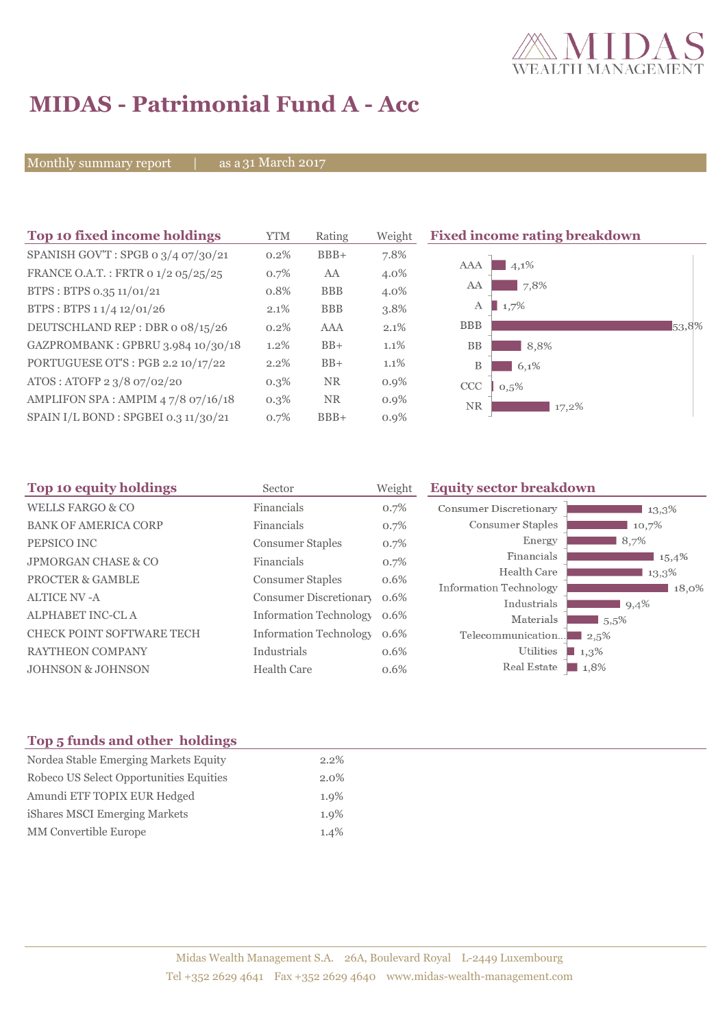# MIDAS - Patrimonial Fund A - Acc

Monthly summary report | as a 31 March 2017

## Top 10 fixed income holdings

| Top 10 fixed income holdings | YTM | Rating | Weight |
|---|---|---|---|
| SPANISH GOV'T : SPGB 0 3/4 07/30/21 | 0.2% | BBB+ | 7.8% |
| FRANCE O.A.T. : FRTR 0 1/2 05/25/25 | 0.7% | AA | 4.0% |
| BTPS : BTPS 0.35 11/01/21 | 0.8% | BBB | 4.0% |
| BTPS : BTPS 1 1/4 12/01/26 | 2.1% | BBB | 3.8% |
| DEUTSCHLAND REP : DBR 0 08/15/26 | 0.2% | AAA | 2.1% |
| GAZPROMBANK : GPBRU 3.984 10/30/18 | 1.2% | BB+ | 1.1% |
| PORTUGUESE OT'S : PGB 2.2 10/17/22 | 2.2% | BB+ | 1.1% |
| ATOS : ATOFP 2 3/8 07/02/20 | 0.3% | NR | 0.9% |
| AMPLIFON SPA : AMPIM 4 7/8 07/16/18 | 0.3% | NR | 0.9% |
| SPAIN I/L BOND : SPGBEI 0.3 11/30/21 | 0.7% | BBB+ | 0.9% |

## Fixed income rating breakdown

| Rating | Weight |
|---|---|
| AAA | 4,1% |
| AA | 7,8% |
| A | 1,7% |
| BBB | 53,8% |
| BB | 8,8% |
| B | 6,1% |
| CCC | 0,5% |
| NR | 17,2% |

## Top 10 equity holdings

| Top 10 equity holdings | Sector | Weight |
|---|---|---|
| WELLS FARGO & CO | Financials | 0.7% |
| BANK OF AMERICA CORP | Financials | 0.7% |
| PEPSICO INC | Consumer Staples | 0.7% |
| JPMORGAN CHASE & CO | Financials | 0.7% |
| PROCTER & GAMBLE | Consumer Staples | 0.6% |
| ALTICE NV -A | Consumer Discretionary | 0.6% |
| ALPHABET INC-CL A | Information Technology | 0.6% |
| CHECK POINT SOFTWARE TECH | Information Technology | 0.6% |
| RAYTHEON COMPANY | Industrials | 0.6% |
| JOHNSON & JOHNSON | Health Care | 0.6% |

## Equity sector breakdown

| Sector | Weight |
|---|---|
| Consumer Discretionary | 13,3% |
| Consumer Staples | 10,7% |
| Energy | 8,7% |
| Financials | 15,4% |
| Health Care | 13,3% |
| Information Technology | 18,0% |
| Industrials | 9,4% |
| Materials | 5,5% |
| Telecommunication... | 2,5% |
| Utilities | 1,3% |
| Real Estate | 1,8% |

## Top 5 funds and other holdings

| Top 5 funds and other holdings | |
|---|---|
| Nordea Stable Emerging Markets Equity | 2.2% |
| Robeco US Select Opportunities Equities | 2.0% |
| Amundi ETF TOPIX EUR Hedged | 1.9% |
| iShares MSCI Emerging Markets | 1.9% |
| MM Convertible Europe | 1.4% |

Midas Wealth Management S.A. 26A, Boulevard Royal L-2449 Luxembourg
Tel +352 2629 4641 Fax +352 2629 4640 www.midas-wealth-management.com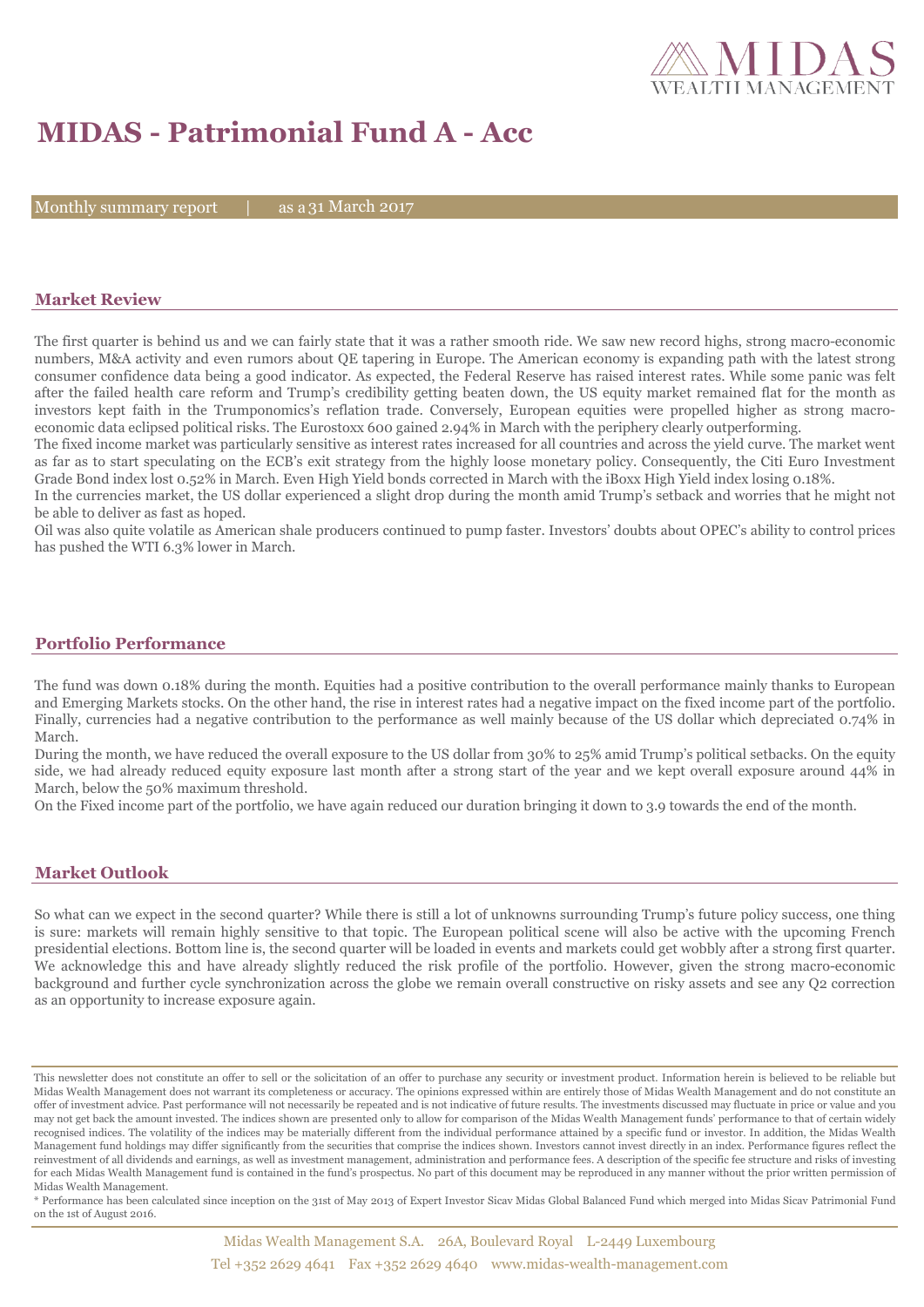# MIDAS - Patrimonial Fund A - Acc

Monthly summary report | as a 31 March 2017

## Market Review

The first quarter is behind us and we can fairly state that it was a rather smooth ride. We saw new record highs, strong macro-economic numbers, M&A activity and even rumors about QE tapering in Europe. The American economy is expanding path with the latest strong consumer confidence data being a good indicator. As expected, the Federal Reserve has raised interest rates. While some panic was felt after the failed health care reform and Trump's credibility getting beaten down, the US equity market remained flat for the month as investors kept faith in the Trumponomics's reflation trade. Conversely, European equities were propelled higher as strong macro-economic data eclipsed political risks. The Eurostoxx 600 gained 2.94% in March with the periphery clearly outperforming.

The fixed income market was particularly sensitive as interest rates increased for all countries and across the yield curve. The market went as far as to start speculating on the ECB's exit strategy from the highly loose monetary policy. Consequently, the Citi Euro Investment Grade Bond index lost 0.52% in March. Even High Yield bonds corrected in March with the iBoxx High Yield index losing 0.18%.

In the currencies market, the US dollar experienced a slight drop during the month amid Trump's setback and worries that he might not be able to deliver as fast as hoped.

Oil was also quite volatile as American shale producers continued to pump faster. Investors' doubts about OPEC's ability to control prices has pushed the WTI 6.3% lower in March.

## Portfolio Performance

The fund was down 0.18% during the month. Equities had a positive contribution to the overall performance mainly thanks to European and Emerging Markets stocks. On the other hand, the rise in interest rates had a negative impact on the fixed income part of the portfolio. Finally, currencies had a negative contribution to the performance as well mainly because of the US dollar which depreciated 0.74% in March.

During the month, we have reduced the overall exposure to the US dollar from 30% to 25% amid Trump's political setbacks. On the equity side, we had already reduced equity exposure last month after a strong start of the year and we kept overall exposure around 44% in March, below the 50% maximum threshold.

On the Fixed income part of the portfolio, we have again reduced our duration bringing it down to 3.9 towards the end of the month.

## Market Outlook

So what can we expect in the second quarter? While there is still a lot of unknowns surrounding Trump's future policy success, one thing is sure: markets will remain highly sensitive to that topic. The European political scene will also be active with the upcoming French presidential elections. Bottom line is, the second quarter will be loaded in events and markets could get wobbly after a strong first quarter. We acknowledge this and have already slightly reduced the risk profile of the portfolio. However, given the strong macro-economic background and further cycle synchronization across the globe we remain overall constructive on risky assets and see any Q2 correction as an opportunity to increase exposure again.

This newsletter does not constitute an offer to sell or the solicitation of an offer to purchase any security or investment product. Information herein is believed to be reliable but Midas Wealth Management does not warrant its completeness or accuracy. The opinions expressed within are entirely those of Midas Wealth Management and do not constitute an offer of investment advice. Past performance will not necessarily be repeated and is not indicative of future results. The investments discussed may fluctuate in price or value and you may not get back the amount invested. The indices shown are presented only to allow for comparison of the Midas Wealth Management funds' performance to that of certain widely recognised indices. The volatility of the indices may be materially different from the individual performance attained by a specific fund or investor. In addition, the Midas Wealth Management fund holdings may differ significantly from the securities that comprise the indices shown. Investors cannot invest directly in an index. Performance figures reflect the reinvestment of all dividends and earnings, as well as investment management, administration and performance fees. A description of the specific fee structure and risks of investing for each Midas Wealth Management fund is contained in the fund's prospectus. No part of this document may be reproduced in any manner without the prior written permission of Midas Wealth Management.

* Performance has been calculated since inception on the 31st of May 2013 of Expert Investor Sicav Midas Global Balanced Fund which merged into Midas Sicav Patrimonial Fund on the 1st of August 2016.

Midas Wealth Management S.A. 26A, Boulevard Royal L-2449 Luxembourg
Tel +352 2629 4641 Fax +352 2629 4640 www.midas-wealth-management.com